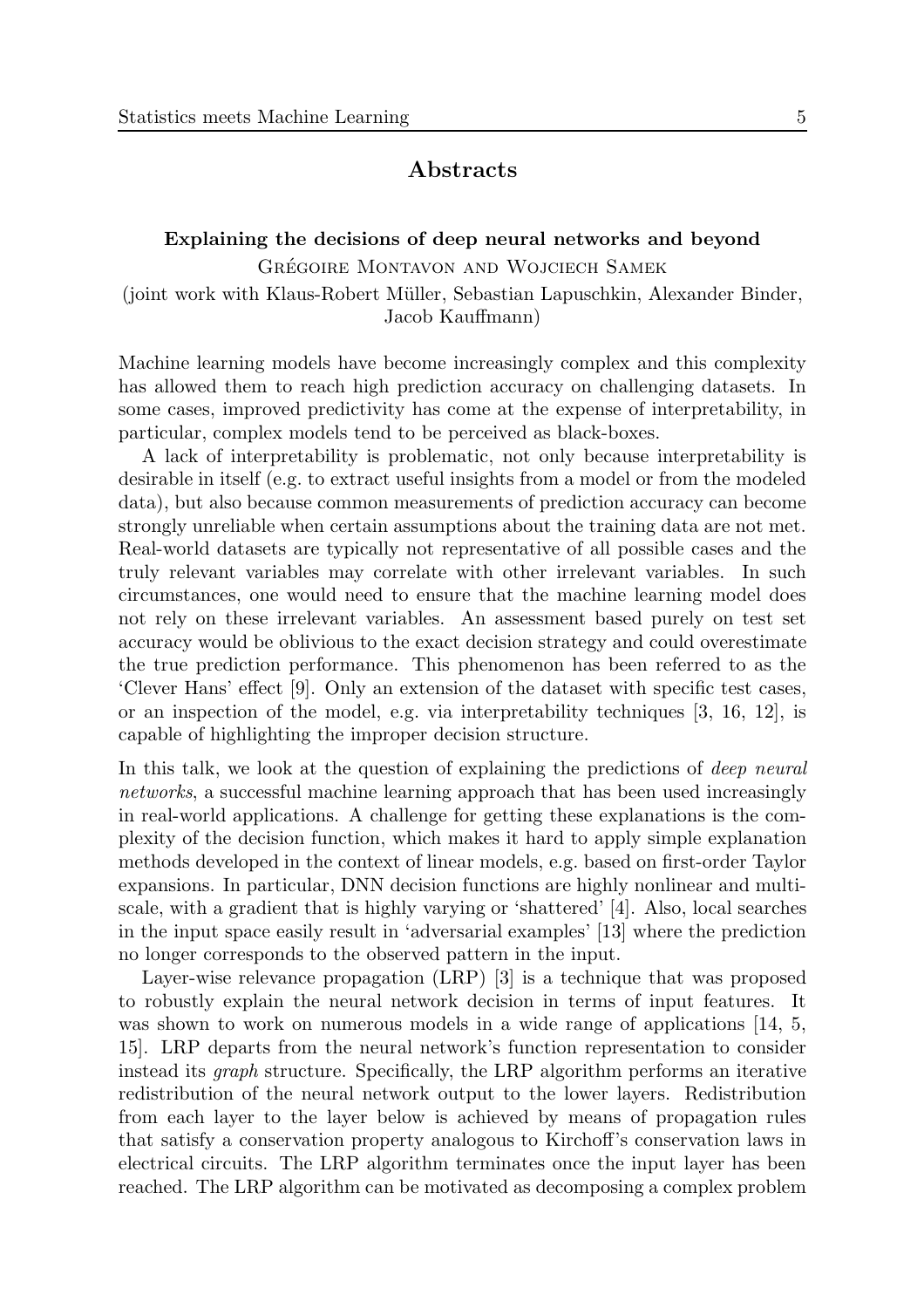# Abstracts

## Explaining the decisions of deep neural networks and beyond

Grégoire Montavon and Wojciech Samek

(joint work with Klaus-Robert Müller, Sebastian Lapuschkin, Alexander Binder, Jacob Kauffmann)

Machine learning models have become increasingly complex and this complexity has allowed them to reach high prediction accuracy on challenging datasets. In some cases, improved predictivity has come at the expense of interpretability, in particular, complex models tend to be perceived as black-boxes.

A lack of interpretability is problematic, not only because interpretability is desirable in itself (e.g. to extract useful insights from a model or from the modeled data), but also because common measurements of prediction accuracy can become strongly unreliable when certain assumptions about the training data are not met. Real-world datasets are typically not representative of all possible cases and the truly relevant variables may correlate with other irrelevant variables. In such circumstances, one would need to ensure that the machine learning model does not rely on these irrelevant variables. An assessment based purely on test set accuracy would be oblivious to the exact decision strategy and could overestimate the true prediction performance. This phenomenon has been referred to as the 'Clever Hans' effect [9]. Only an extension of the dataset with specific test cases, or an inspection of the model, e.g. via interpretability techniques [3, 16, 12], is capable of highlighting the improper decision structure.

In this talk, we look at the question of explaining the predictions of *deep neural networks*, a successful machine learning approach that has been used increasingly in real-world applications. A challenge for getting these explanations is the complexity of the decision function, which makes it hard to apply simple explanation methods developed in the context of linear models, e.g. based on first-order Taylor expansions. In particular, DNN decision functions are highly nonlinear and multi-scale, with a gradient that is highly varying or 'shattered' [4]. Also, local searches in the input space easily result in 'adversarial examples' [13] where the prediction no longer corresponds to the observed pattern in the input.

Layer-wise relevance propagation (LRP) [3] is a technique that was proposed to robustly explain the neural network decision in terms of input features. It was shown to work on numerous models in a wide range of applications [14, 5, 15]. LRP departs from the neural network's function representation to consider instead its *graph* structure. Specifically, the LRP algorithm performs an iterative redistribution of the neural network output to the lower layers. Redistribution from each layer to the layer below is achieved by means of propagation rules that satisfy a conservation property analogous to Kirchoff's conservation laws in electrical circuits. The LRP algorithm terminates once the input layer has been reached. The LRP algorithm can be motivated as decomposing a complex problem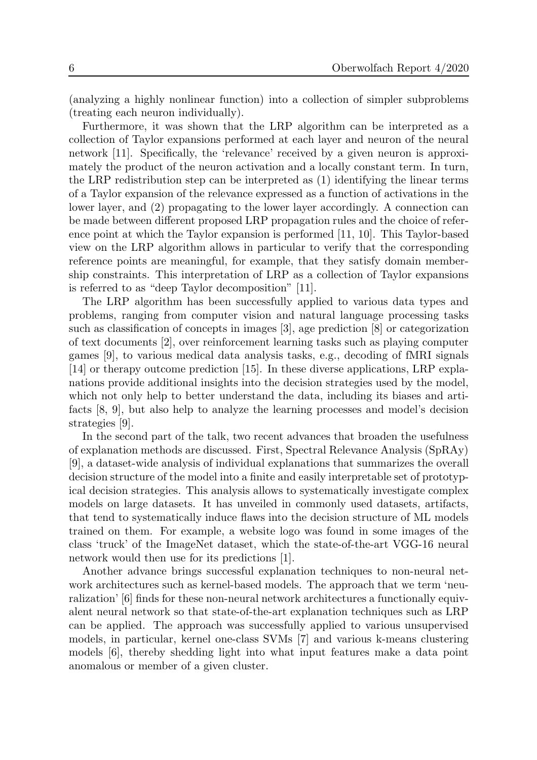(analyzing a highly nonlinear function) into a collection of simpler subproblems (treating each neuron individually).

Furthermore, it was shown that the LRP algorithm can be interpreted as a collection of Taylor expansions performed at each layer and neuron of the neural network [11]. Specifically, the 'relevance' received by a given neuron is approximately the product of the neuron activation and a locally constant term. In turn, the LRP redistribution step can be interpreted as (1) identifying the linear terms of a Taylor expansion of the relevance expressed as a function of activations in the lower layer, and (2) propagating to the lower layer accordingly. A connection can be made between different proposed LRP propagation rules and the choice of reference point at which the Taylor expansion is performed [11, 10]. This Taylor-based view on the LRP algorithm allows in particular to verify that the corresponding reference points are meaningful, for example, that they satisfy domain membership constraints. This interpretation of LRP as a collection of Taylor expansions is referred to as "deep Taylor decomposition" [11].

The LRP algorithm has been successfully applied to various data types and problems, ranging from computer vision and natural language processing tasks such as classification of concepts in images [3], age prediction [8] or categorization of text documents [2], over reinforcement learning tasks such as playing computer games [9], to various medical data analysis tasks, e.g., decoding of fMRI signals [14] or therapy outcome prediction [15]. In these diverse applications, LRP explanations provide additional insights into the decision strategies used by the model, which not only help to better understand the data, including its biases and artifacts [8, 9], but also help to analyze the learning processes and model's decision strategies [9].

In the second part of the talk, two recent advances that broaden the usefulness of explanation methods are discussed. First, Spectral Relevance Analysis (SpRAy) [9], a dataset-wide analysis of individual explanations that summarizes the overall decision structure of the model into a finite and easily interpretable set of prototypical decision strategies. This analysis allows to systematically investigate complex models on large datasets. It has unveiled in commonly used datasets, artifacts, that tend to systematically induce flaws into the decision structure of ML models trained on them. For example, a website logo was found in some images of the class 'truck' of the ImageNet dataset, which the state-of-the-art VGG-16 neural network would then use for its predictions [1].

Another advance brings successful explanation techniques to non-neural network architectures such as kernel-based models. The approach that we term 'neuralization' [6] finds for these non-neural network architectures a functionally equivalent neural network so that state-of-the-art explanation techniques such as LRP can be applied. The approach was successfully applied to various unsupervised models, in particular, kernel one-class SVMs [7] and various k-means clustering models [6], thereby shedding light into what input features make a data point anomalous or member of a given cluster.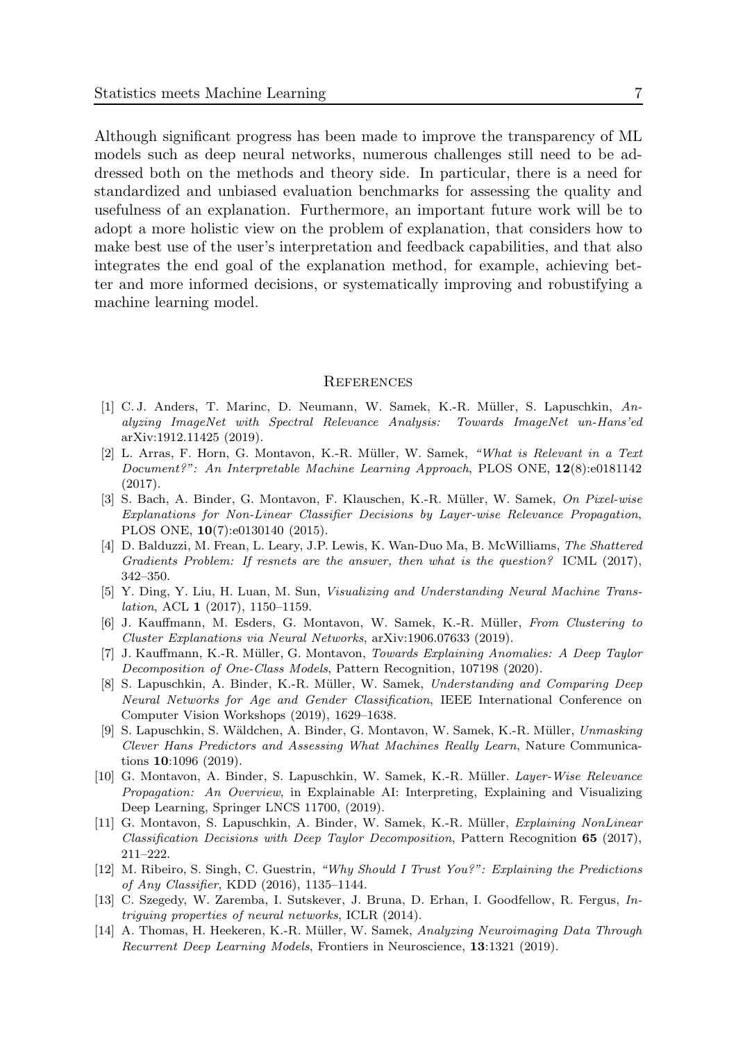Although significant progress has been made to improve the transparency of ML models such as deep neural networks, numerous challenges still need to be addressed both on the methods and theory side. In particular, there is a need for standardized and unbiased evaluation benchmarks for assessing the quality and usefulness of an explanation. Furthermore, an important future work will be to adopt a more holistic view on the problem of explanation, that considers how to make best use of the user's interpretation and feedback capabilities, and that also integrates the end goal of the explanation method, for example, achieving better and more informed decisions, or systematically improving and robustifying a machine learning model.

## References

[1] C. J. Anders, T. Marinc, D. Neumann, W. Samek, K.-R. Müller, S. Lapuschkin, *Analyzing ImageNet with Spectral Relevance Analysis: Towards ImageNet un-Hans'ed* arXiv:1912.11425 (2019).

[2] L. Arras, F. Horn, G. Montavon, K.-R. Müller, W. Samek, *"What is Relevant in a Text Document?": An Interpretable Machine Learning Approach*, PLOS ONE, **12**(8):e0181142 (2017).

[3] S. Bach, A. Binder, G. Montavon, F. Klauschen, K.-R. Müller, W. Samek, *On Pixel-wise Explanations for Non-Linear Classifier Decisions by Layer-wise Relevance Propagation*, PLOS ONE, **10**(7):e0130140 (2015).

[4] D. Balduzzi, M. Frean, L. Leary, J.P. Lewis, K. Wan-Duo Ma, B. McWilliams, *The Shattered Gradients Problem: If resnets are the answer, then what is the question?* ICML (2017), 342–350.

[5] Y. Ding, Y. Liu, H. Luan, M. Sun, *Visualizing and Understanding Neural Machine Translation*, ACL **1** (2017), 1150–1159.

[6] J. Kauffmann, M. Esders, G. Montavon, W. Samek, K.-R. Müller, *From Clustering to Cluster Explanations via Neural Networks*, arXiv:1906.07633 (2019).

[7] J. Kauffmann, K.-R. Müller, G. Montavon, *Towards Explaining Anomalies: A Deep Taylor Decomposition of One-Class Models*, Pattern Recognition, 107198 (2020).

[8] S. Lapuschkin, A. Binder, K.-R. Müller, W. Samek, *Understanding and Comparing Deep Neural Networks for Age and Gender Classification*, IEEE International Conference on Computer Vision Workshops (2019), 1629–1638.

[9] S. Lapuschkin, S. Wäldchen, A. Binder, G. Montavon, W. Samek, K.-R. Müller, *Unmasking Clever Hans Predictors and Assessing What Machines Really Learn*, Nature Communications **10**:1096 (2019).

[10] G. Montavon, A. Binder, S. Lapuschkin, W. Samek, K.-R. Müller. *Layer-Wise Relevance Propagation: An Overview*, in Explainable AI: Interpreting, Explaining and Visualizing Deep Learning, Springer LNCS 11700, (2019).

[11] G. Montavon, S. Lapuschkin, A. Binder, W. Samek, K.-R. Müller, *Explaining NonLinear Classification Decisions with Deep Taylor Decomposition*, Pattern Recognition **65** (2017), 211–222.

[12] M. Ribeiro, S. Singh, C. Guestrin, *"Why Should I Trust You?": Explaining the Predictions of Any Classifier*, KDD (2016), 1135–1144.

[13] C. Szegedy, W. Zaremba, I. Sutskever, J. Bruna, D. Erhan, I. Goodfellow, R. Fergus, *Intriguing properties of neural networks*, ICLR (2014).

[14] A. Thomas, H. Heekeren, K.-R. Müller, W. Samek, *Analyzing Neuroimaging Data Through Recurrent Deep Learning Models*, Frontiers in Neuroscience, **13**:1321 (2019).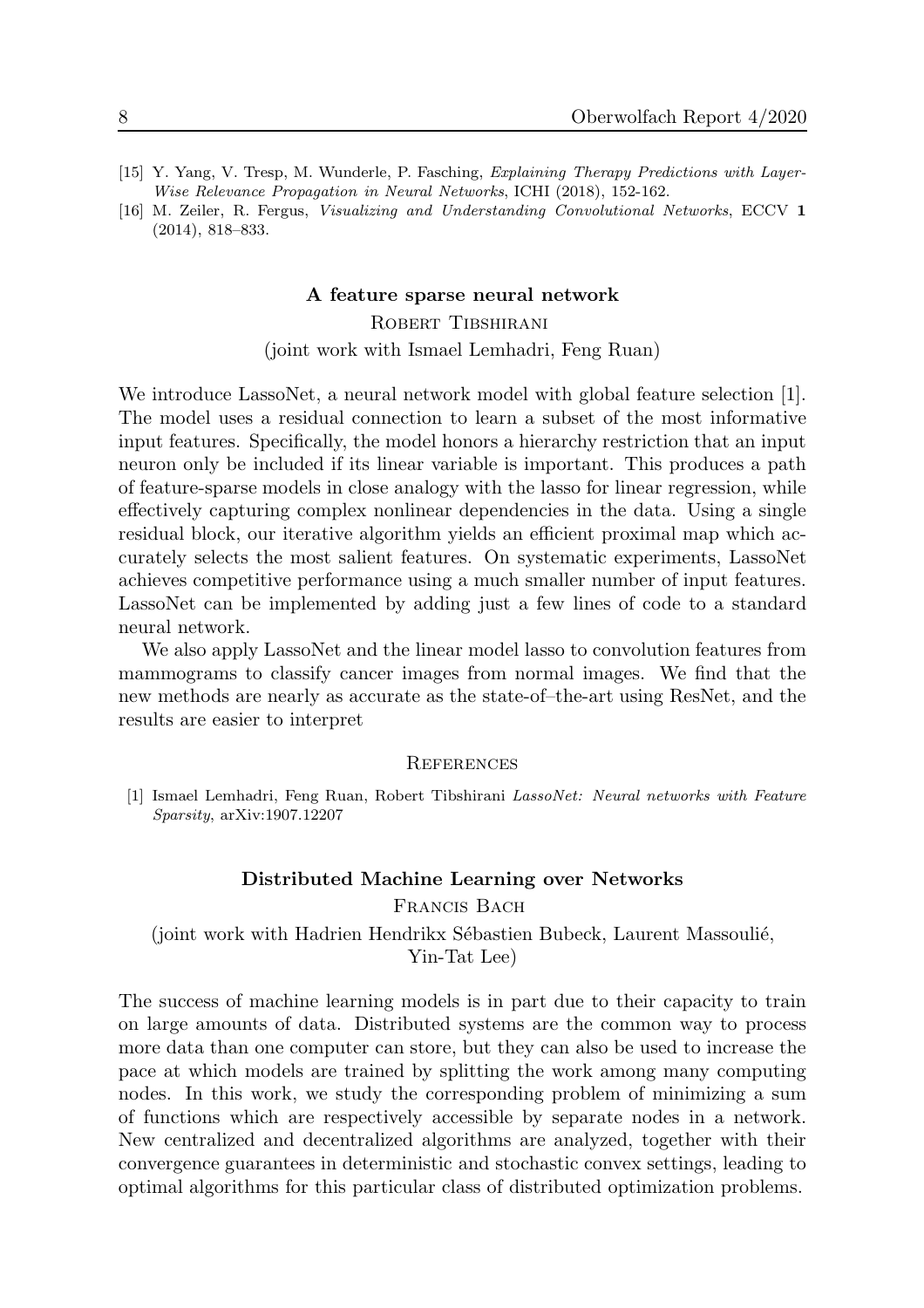[15] Y. Yang, V. Tresp, M. Wunderle, P. Fasching, *Explaining Therapy Predictions with Layer-Wise Relevance Propagation in Neural Networks*, ICHI (2018), 152-162.

[16] M. Zeiler, R. Fergus, *Visualizing and Understanding Convolutional Networks*, ECCV **1** (2014), 818–833.

## A feature sparse neural network

Robert Tibshirani

(joint work with Ismael Lemhadri, Feng Ruan)

We introduce LassoNet, a neural network model with global feature selection [1]. The model uses a residual connection to learn a subset of the most informative input features. Specifically, the model honors a hierarchy restriction that an input neuron only be included if its linear variable is important. This produces a path of feature-sparse models in close analogy with the lasso for linear regression, while effectively capturing complex nonlinear dependencies in the data. Using a single residual block, our iterative algorithm yields an efficient proximal map which accurately selects the most salient features. On systematic experiments, LassoNet achieves competitive performance using a much smaller number of input features. LassoNet can be implemented by adding just a few lines of code to a standard neural network.

We also apply LassoNet and the linear model lasso to convolution features from mammograms to classify cancer images from normal images. We find that the new methods are nearly as accurate as the state-of–the-art using ResNet, and the results are easier to interpret

### References

[1] Ismael Lemhadri, Feng Ruan, Robert Tibshirani *LassoNet: Neural networks with Feature Sparsity*, arXiv:1907.12207

## Distributed Machine Learning over Networks

Francis Bach

(joint work with Hadrien Hendrikx Sébastien Bubeck, Laurent Massoulié, Yin-Tat Lee)

The success of machine learning models is in part due to their capacity to train on large amounts of data. Distributed systems are the common way to process more data than one computer can store, but they can also be used to increase the pace at which models are trained by splitting the work among many computing nodes. In this work, we study the corresponding problem of minimizing a sum of functions which are respectively accessible by separate nodes in a network. New centralized and decentralized algorithms are analyzed, together with their convergence guarantees in deterministic and stochastic convex settings, leading to optimal algorithms for this particular class of distributed optimization problems.